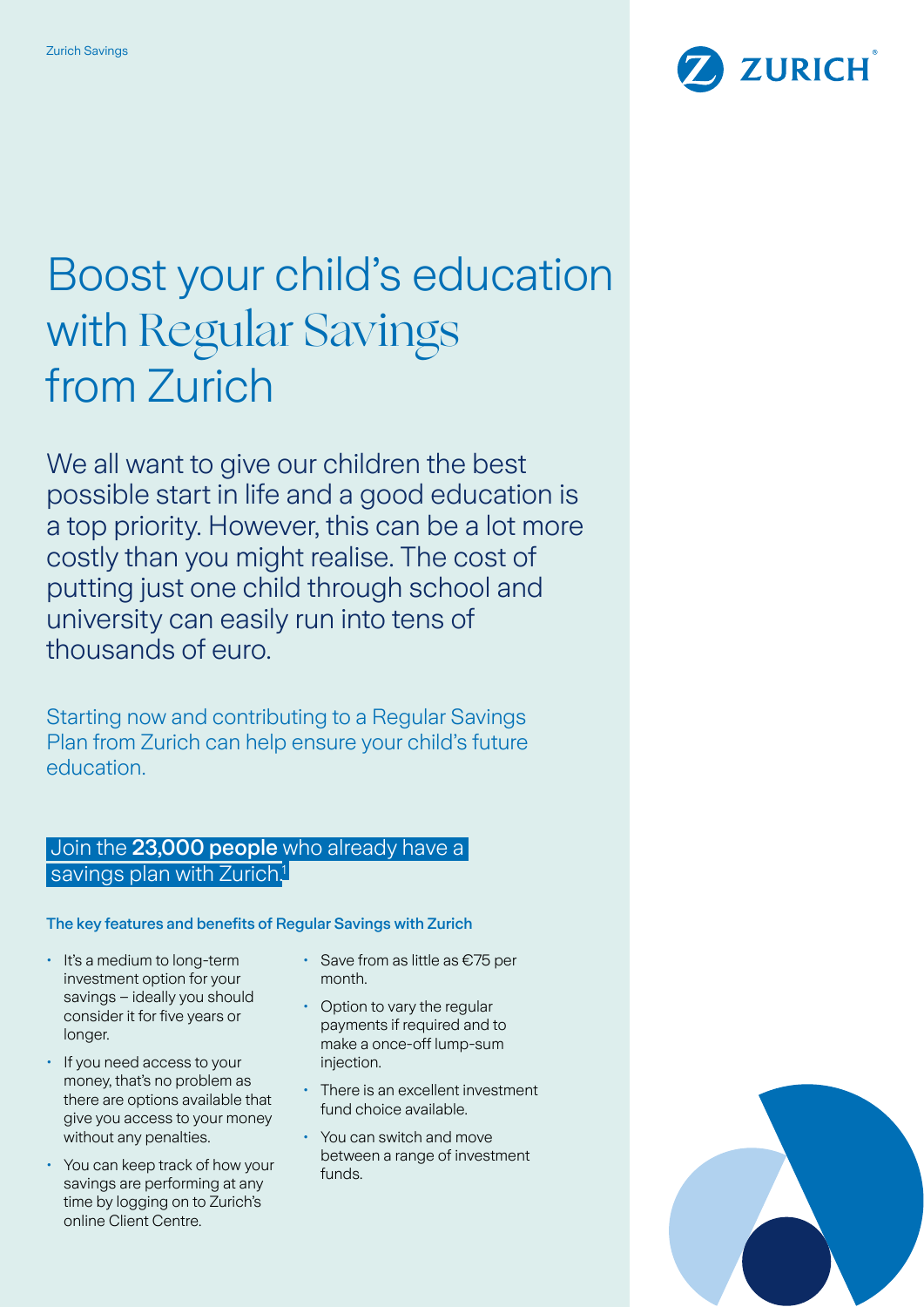# Boost your child's education with Regular Savings from Zurich

We all want to give our children the best possible start in life and a good education is a top priority. However, this can be a lot more costly than you might realise. The cost of putting just one child through school and university can easily run into tens of thousands of euro.

Starting now and contributing to a Regular Savings Plan from Zurich can help ensure your child's future education.

Join the **23,000 people** who already have a savings plan with Zurich.[1]

### The key features and benefits of Regular Savings with Zurich

- It's a medium to long-term investment option for your savings – ideally you should consider it for five years or longer.
- If you need access to your money, that's no problem as there are options available that give you access to your money without any penalties.
- You can keep track of how your savings are performing at any time by logging on to Zurich's online Client Centre.
- Save from as little as €75 per month.
- Option to vary the regular payments if required and to make a once-off lump-sum injection.
- There is an excellent investment fund choice available.
- You can switch and move between a range of investment funds.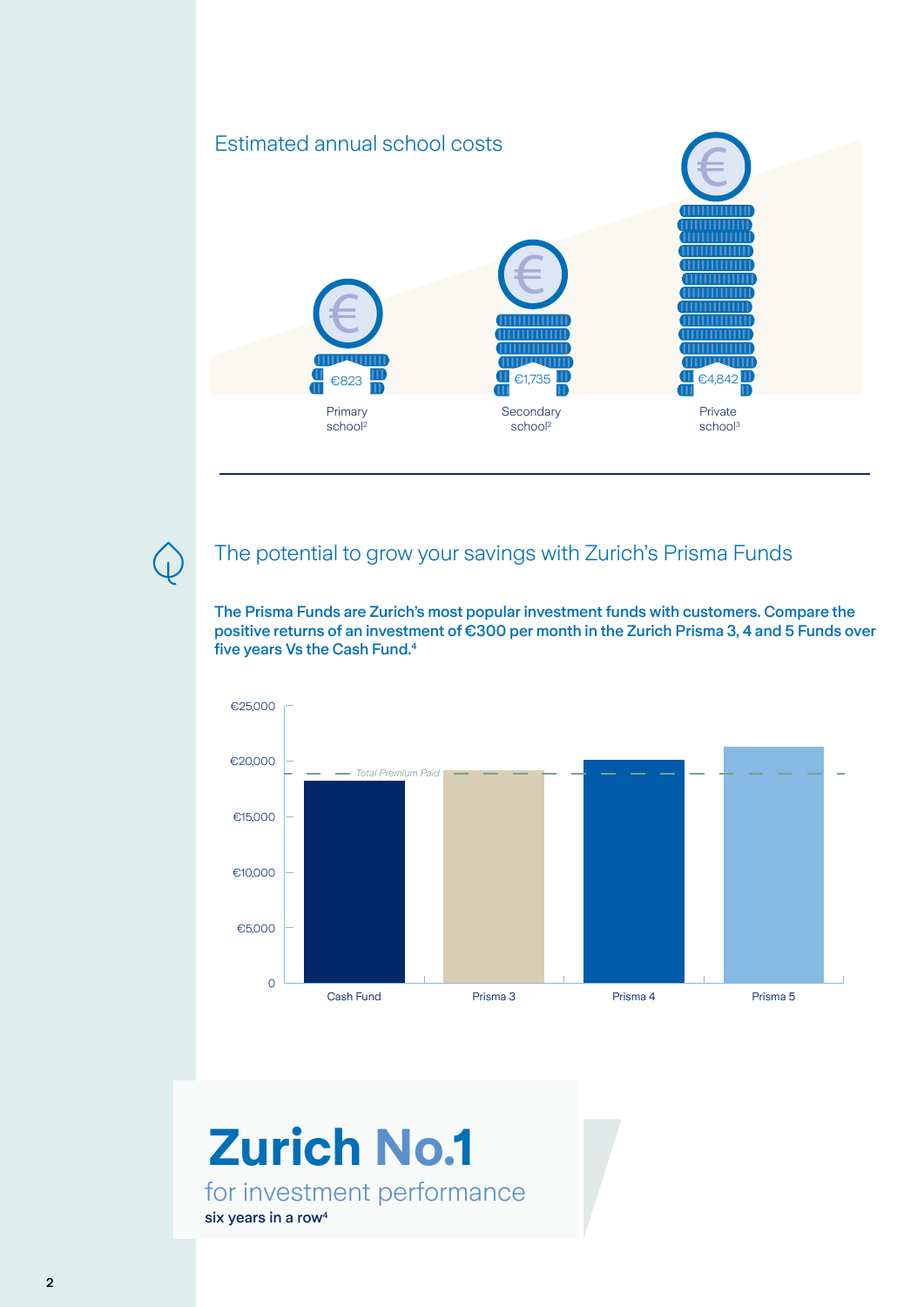## Estimated annual school costs

| Primary school[2] | Secondary school[2] | Private school[3] |
|---|---|---|
| €823 | €1,735 | €4,842 |

## The potential to grow your savings with Zurich's Prisma Funds

**The Prisma Funds are Zurich's most popular investment funds with customers. Compare the positive returns of an investment of €300 per month in the Zurich Prisma 3, 4 and 5 Funds over five years Vs the Cash Fund.[4]**

€25,000

€20,000

*Total Premium Paid*

€15,000

€10,000

€5,000

0

Cash Fund | Prisma 3 | Prisma 4 | Prisma 5

# Zurich No.1

for investment performance

**six years in a row[4]**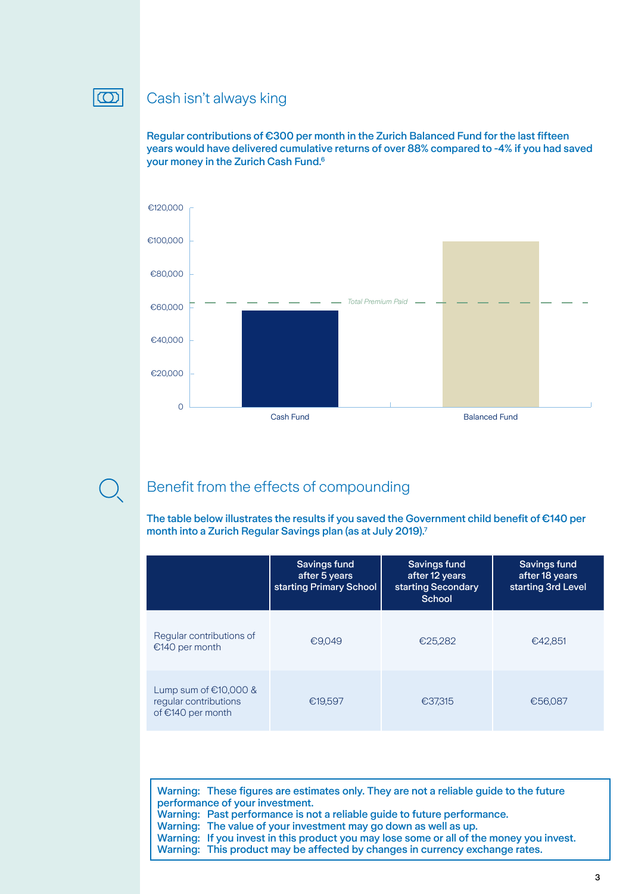## Cash isn't always king

**Regular contributions of €300 per month in the Zurich Balanced Fund for the last fifteen years would have delivered cumulative returns of over 88% compared to -4% if you had saved your money in the Zurich Cash Fund.[6]**

€120,000
€100,000
€80,000
€60,000
€40,000
€20,000
0

*Total Premium Paid*

Cash Fund

Balanced Fund

## Benefit from the effects of compounding

**The table below illustrates the results if you saved the Government child benefit of €140 per month into a Zurich Regular Savings plan (as at July 2019).[7]**

| | Savings fund after 5 years starting Primary School | Savings fund after 12 years starting Secondary School | Savings fund after 18 years starting 3rd Level |
|---|---|---|---|
| Regular contributions of €140 per month | €9,049 | €25,282 | €42,851 |
| Lump sum of €10,000 & regular contributions of €140 per month | €19,597 | €37,315 | €56,087 |

Warning: These figures are estimates only. They are not a reliable guide to the future performance of your investment.
Warning: Past performance is not a reliable guide to future performance.
Warning: The value of your investment may go down as well as up.
Warning: If you invest in this product you may lose some or all of the money you invest.
Warning: This product may be affected by changes in currency exchange rates.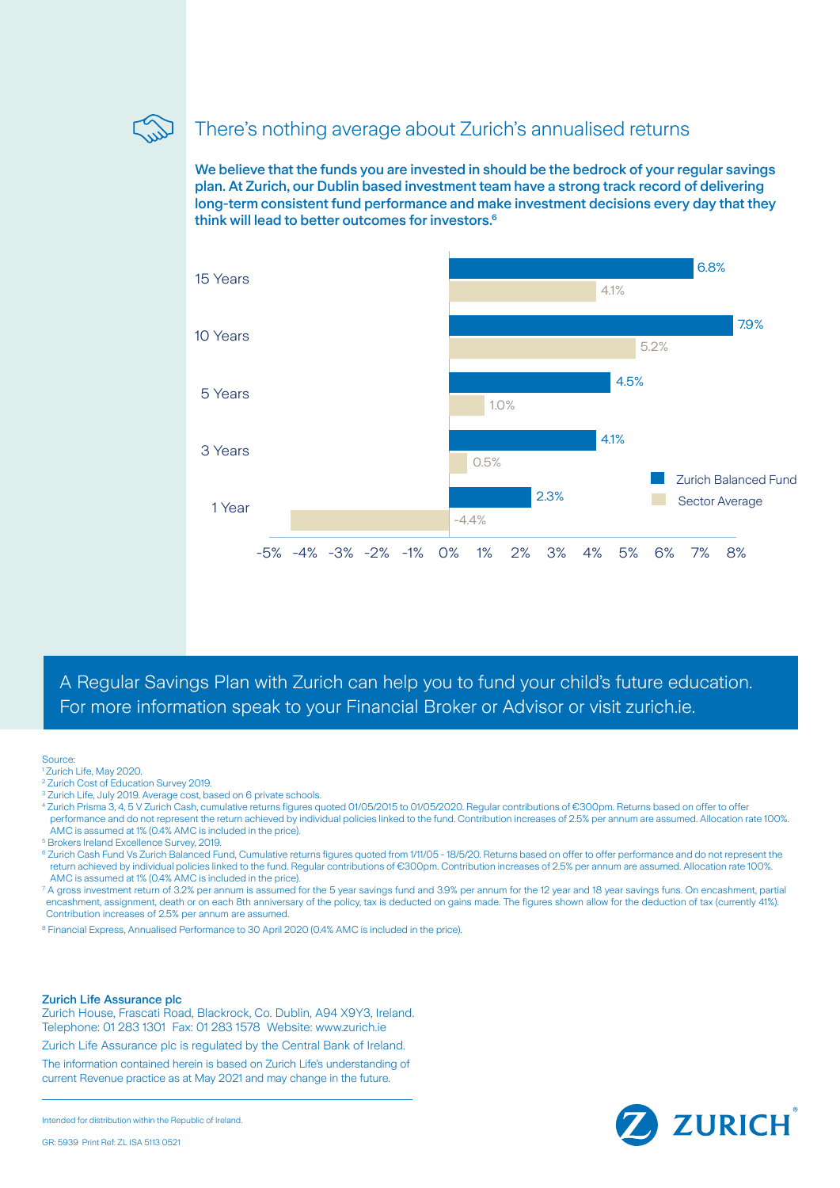## There's nothing average about Zurich's annualised returns

**We believe that the funds you are invested in should be the bedrock of your regular savings plan. At Zurich, our Dublin based investment team have a strong track record of delivering long-term consistent fund performance and make investment decisions every day that they think will lead to better outcomes for investors.[6]**

15 Years
6.8%
4.1%

10 Years
7.9%
5.2%

5 Years
4.5%
1.0%

3 Years
4.1%
0.5%

1 Year
2.3%
-4.4%

-5% -4% -3% -2% -1% 0% 1% 2% 3% 4% 5% 6% 7% 8%

Zurich Balanced Fund
Sector Average

A Regular Savings Plan with Zurich can help you to fund your child's future education. For more information speak to your Financial Broker or Advisor or visit zurich.ie.

Source:
[1] Zurich Life, May 2020.
[2] Zurich Cost of Education Survey 2019.
[3] Zurich Life, July 2019. Average cost, based on 6 private schools.
[4] Zurich Prisma 3, 4, 5 V Zurich Cash, cumulative returns figures quoted 01/05/2015 to 01/05/2020. Regular contributions of €300pm. Returns based on offer to offer performance and do not represent the return achieved by individual policies linked to the fund. Contribution increases of 2.5% per annum are assumed. Allocation rate 100%. AMC is assumed at 1% (0.4% AMC is included in the price).
[5] Brokers Ireland Excellence Survey, 2019.
[6] Zurich Cash Fund Vs Zurich Balanced Fund, Cumulative returns figures quoted from 1/11/05 - 18/5/20. Returns based on offer to offer performance and do not represent the return achieved by individual policies linked to the fund. Regular contributions of €300pm. Contribution increases of 2.5% per annum are assumed. Allocation rate 100%. AMC is assumed at 1% (0.4% AMC is included in the price).
[7] A gross investment return of 3.2% per annum is assumed for the 5 year savings fund and 3.9% per annum for the 12 year and 18 year savings funs. On encashment, partial encashment, assignment, death or on each 8th anniversary of the policy, tax is deducted on gains made. The figures shown allow for the deduction of tax (currently 41%). Contribution increases of 2.5% per annum are assumed.
[8] Financial Express, Annualised Performance to 30 April 2020 (0.4% AMC is included in the price).

**Zurich Life Assurance plc**
Zurich House, Frascati Road, Blackrock, Co. Dublin, A94 X9Y3, Ireland.
Telephone: 01 283 1301 Fax: 01 283 1578 Website: www.zurich.ie

Zurich Life Assurance plc is regulated by the Central Bank of Ireland.

The information contained herein is based on Zurich Life's understanding of current Revenue practice as at May 2021 and may change in the future.

Intended for distribution within the Republic of Ireland.

GR: 5939 Print Ref: ZL ISA 5113 0521